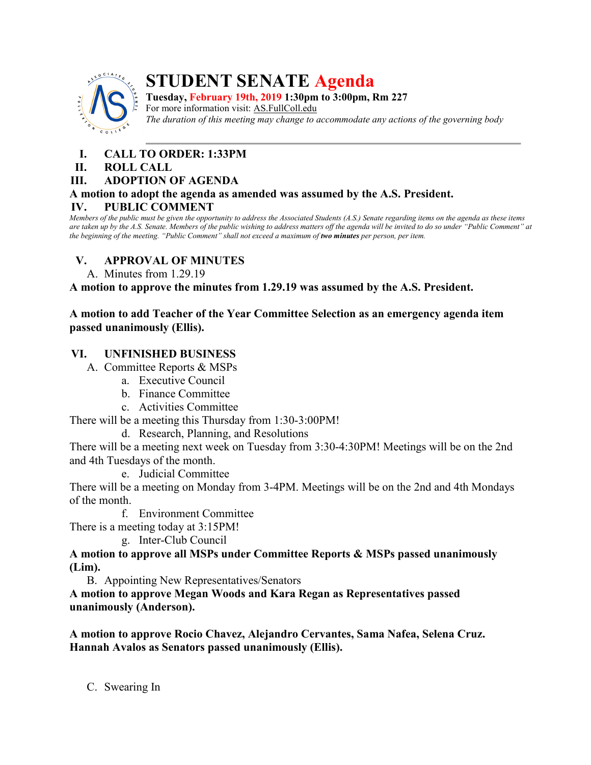# STUDENT SENATE Agenda

**Tuesday, February 19th, 2019 1:30pm to 3:00pm, Rm 227**

For more information visit: AS.FullColl.edu

*The duration of this meeting may change to accommodate any actions of the governing body*

---

## I. CALL TO ORDER: 1:33PM

## II. ROLL CALL

## III. ADOPTION OF AGENDA

**A motion to adopt the agenda as amended was assumed by the A.S. President.**

## IV. PUBLIC COMMENT

*Members of the public must be given the opportunity to address the Associated Students (A.S.) Senate regarding items on the agenda as these items are taken up by the A.S. Senate. Members of the public wishing to address matters off the agenda will be invited to do so under "Public Comment" at the beginning of the meeting. "Public Comment" shall not exceed a maximum of **two minutes** per person, per item.*

## V. APPROVAL OF MINUTES

A. Minutes from 1.29.19

**A motion to approve the minutes from 1.29.19 was assumed by the A.S. President.**

**A motion to add Teacher of the Year Committee Selection as an emergency agenda item passed unanimously (Ellis).**

## VI. UNFINISHED BUSINESS

A. Committee Reports & MSPs

a. Executive Council

b. Finance Committee

c. Activities Committee

There will be a meeting this Thursday from 1:30-3:00PM!

d. Research, Planning, and Resolutions

There will be a meeting next week on Tuesday from 3:30-4:30PM! Meetings will be on the 2nd and 4th Tuesdays of the month.

e. Judicial Committee

There will be a meeting on Monday from 3-4PM. Meetings will be on the 2nd and 4th Mondays of the month.

f. Environment Committee

There is a meeting today at 3:15PM!

g. Inter-Club Council

**A motion to approve all MSPs under Committee Reports & MSPs passed unanimously (Lim).**

B. Appointing New Representatives/Senators

**A motion to approve Megan Woods and Kara Regan as Representatives passed unanimously (Anderson).**

**A motion to approve Rocio Chavez, Alejandro Cervantes, Sama Nafea, Selena Cruz. Hannah Avalos as Senators passed unanimously (Ellis).**

C. Swearing In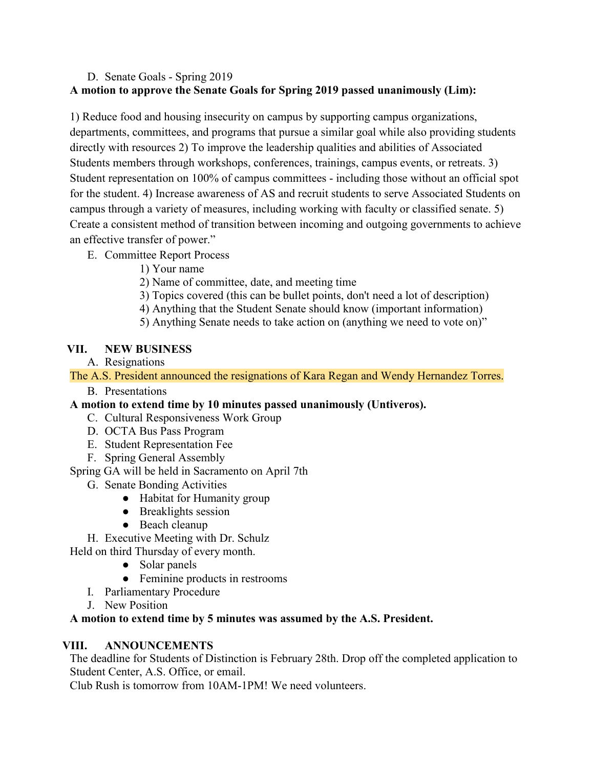D. Senate Goals - Spring 2019

**A motion to approve the Senate Goals for Spring 2019 passed unanimously (Lim):**

1) Reduce food and housing insecurity on campus by supporting campus organizations, departments, committees, and programs that pursue a similar goal while also providing students directly with resources 2) To improve the leadership qualities and abilities of Associated Students members through workshops, conferences, trainings, campus events, or retreats. 3) Student representation on 100% of campus committees - including those without an official spot for the student. 4) Increase awareness of AS and recruit students to serve Associated Students on campus through a variety of measures, including working with faculty or classified senate. 5) Create a consistent method of transition between incoming and outgoing governments to achieve an effective transfer of power."

E. Committee Report Process

1) Your name
2) Name of committee, date, and meeting time
3) Topics covered (this can be bullet points, don't need a lot of description)
4) Anything that the Student Senate should know (important information)
5) Anything Senate needs to take action on (anything we need to vote on)"

## VII. NEW BUSINESS

A. Resignations

The A.S. President announced the resignations of Kara Regan and Wendy Hernandez Torres.

B. Presentations

**A motion to extend time by 10 minutes passed unanimously (Untiveros).**

C. Cultural Responsiveness Work Group

D. OCTA Bus Pass Program

E. Student Representation Fee

F. Spring General Assembly

Spring GA will be held in Sacramento on April 7th

G. Senate Bonding Activities

- Habitat for Humanity group
- Breaklights session
- Beach cleanup

H. Executive Meeting with Dr. Schulz

Held on third Thursday of every month.

- Solar panels
- Feminine products in restrooms

I. Parliamentary Procedure

J. New Position

**A motion to extend time by 5 minutes was assumed by the A.S. President.**

## VIII. ANNOUNCEMENTS

The deadline for Students of Distinction is February 28th. Drop off the completed application to Student Center, A.S. Office, or email.

Club Rush is tomorrow from 10AM-1PM! We need volunteers.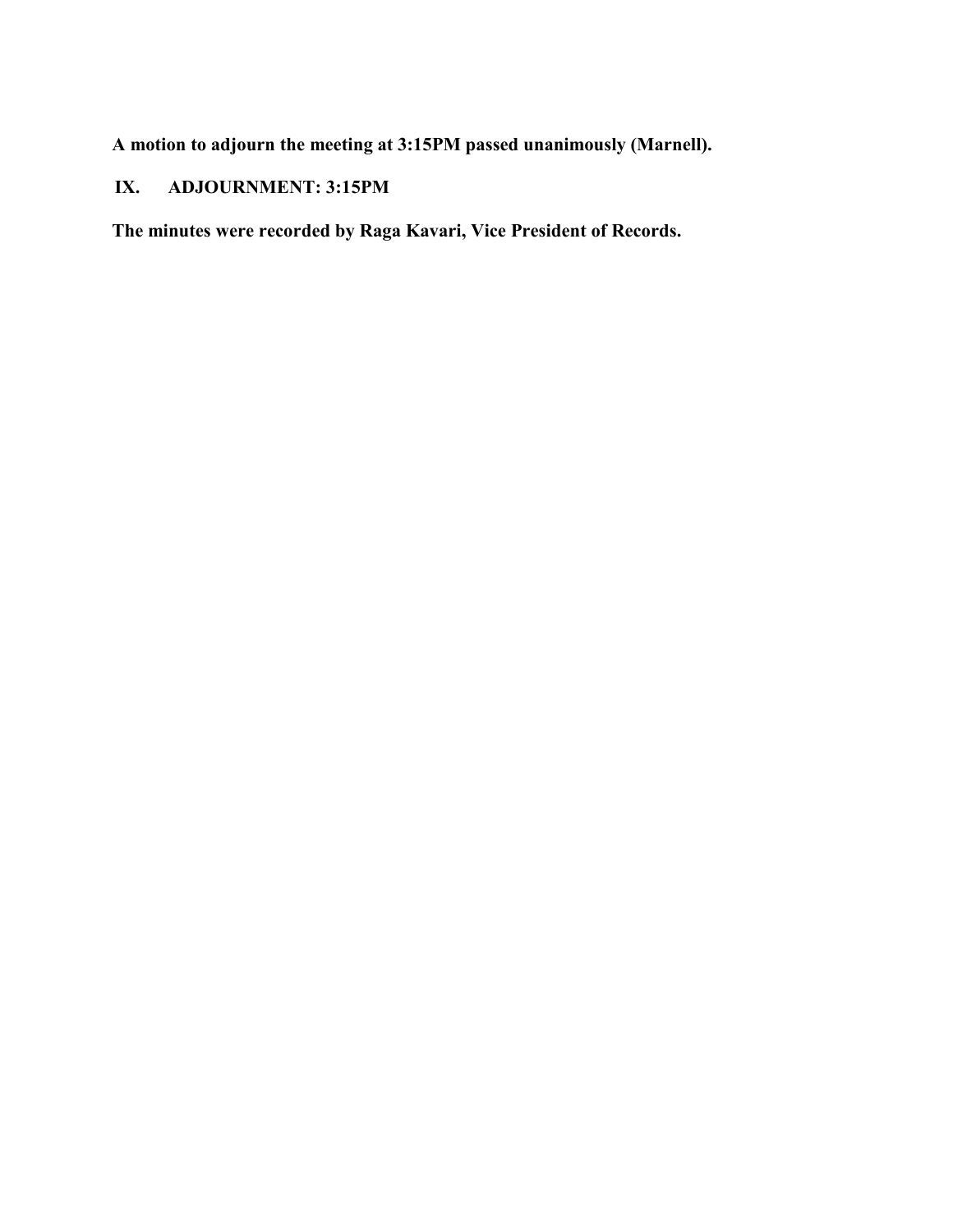**A motion to adjourn the meeting at 3:15PM passed unanimously (Marnell).**

## IX. ADJOURNMENT: 3:15PM

**The minutes were recorded by Raga Kavari, Vice President of Records.**